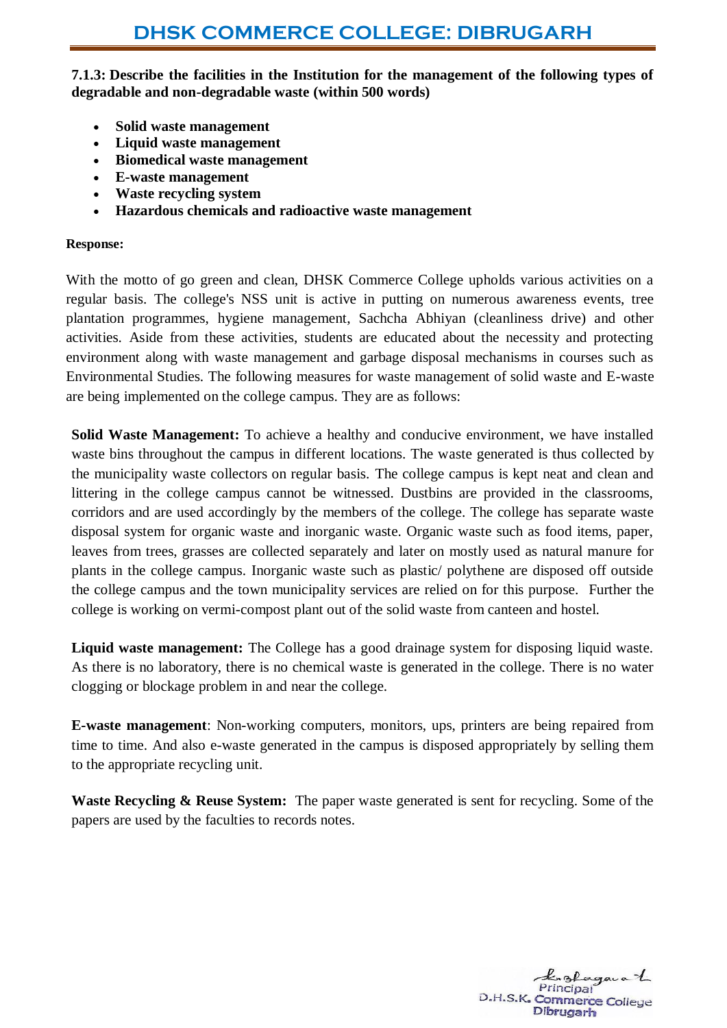# DHSK COMMERCE COLLEGE: DIBRUGARH

**7.1.3: Describe the facilities in the Institution for the management of the following types of degradable and non-degradable waste (within 500 words)**

- **Solid waste management**
- **Liquid waste management**
- **Biomedical waste management**
- **E-waste management**
- **Waste recycling system**
- **Hazardous chemicals and radioactive waste management**

**Response:**

With the motto of go green and clean, DHSK Commerce College upholds various activities on a regular basis. The college's NSS unit is active in putting on numerous awareness events, tree plantation programmes, hygiene management, Sachcha Abhiyan (cleanliness drive) and other activities. Aside from these activities, students are educated about the necessity and protecting environment along with waste management and garbage disposal mechanisms in courses such as Environmental Studies. The following measures for waste management of solid waste and E-waste are being implemented on the college campus. They are as follows:

**Solid Waste Management:** To achieve a healthy and conducive environment, we have installed waste bins throughout the campus in different locations. The waste generated is thus collected by the municipality waste collectors on regular basis. The college campus is kept neat and clean and littering in the college campus cannot be witnessed. Dustbins are provided in the classrooms, corridors and are used accordingly by the members of the college. The college has separate waste disposal system for organic waste and inorganic waste. Organic waste such as food items, paper, leaves from trees, grasses are collected separately and later on mostly used as natural manure for plants in the college campus. Inorganic waste such as plastic/ polythene are disposed off outside the college campus and the town municipality services are relied on for this purpose. Further the college is working on vermi-compost plant out of the solid waste from canteen and hostel.

**Liquid waste management:** The College has a good drainage system for disposing liquid waste. As there is no laboratory, there is no chemical waste is generated in the college. There is no water clogging or blockage problem in and near the college.

**E-waste management**: Non-working computers, monitors, ups, printers are being repaired from time to time. And also e-waste generated in the campus is disposed appropriately by selling them to the appropriate recycling unit.

**Waste Recycling & Reuse System:** The paper waste generated is sent for recycling. Some of the papers are used by the faculties to records notes.

Principal
D.H.S.K. Commerce College
Dibrugarh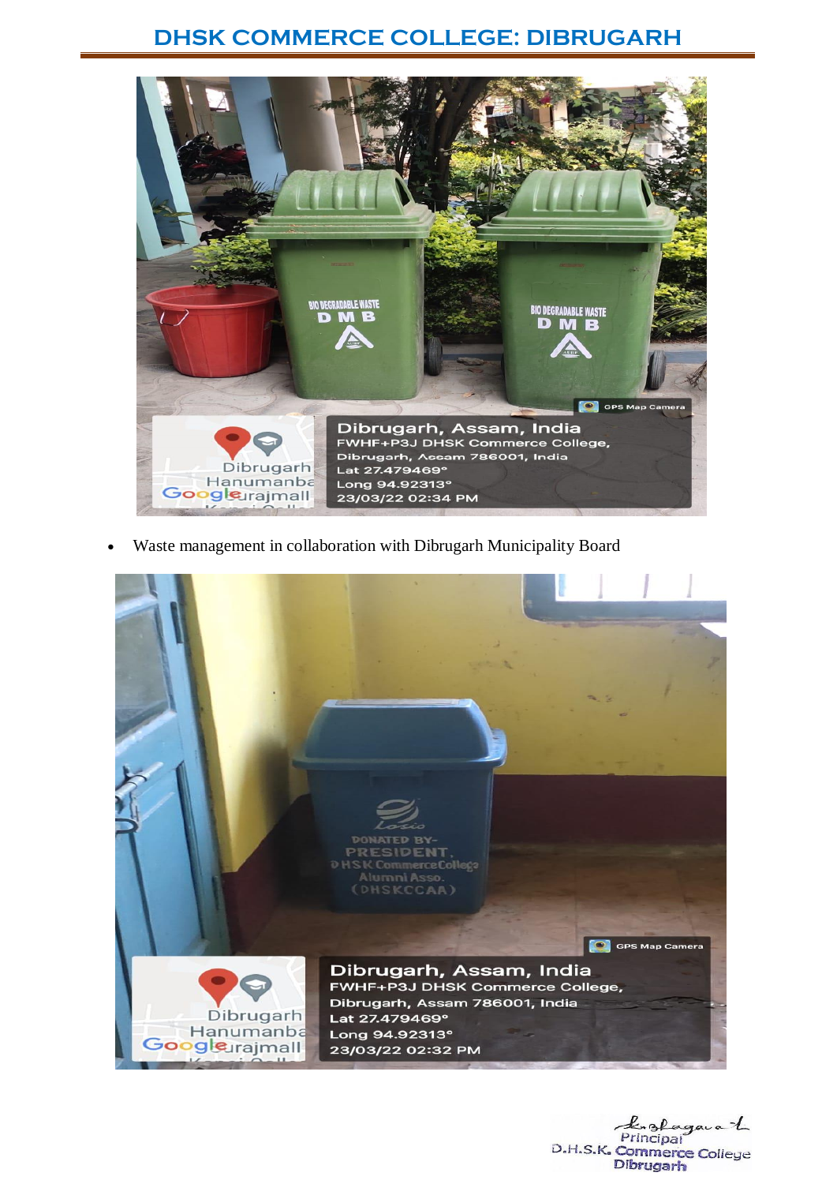# DHSK COMMERCE COLLEGE: DIBRUGARH

- Waste management in collaboration with Dibrugarh Municipality Board

Principal
D.H.S.K. Commerce College
Dibrugarh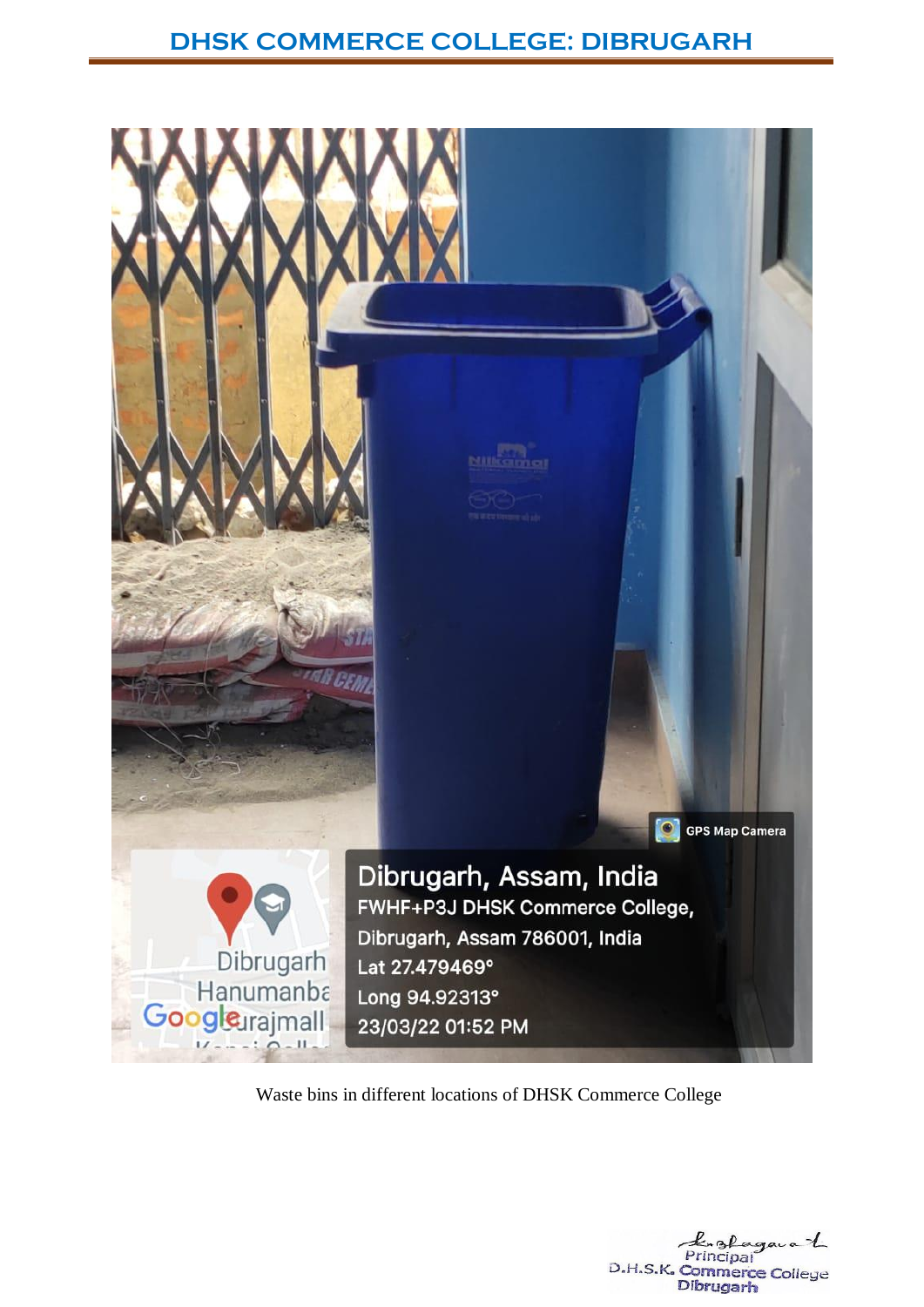Waste bins in different locations of DHSK Commerce College

Principal
D.H.S.K. Commerce College
Dibrugarh